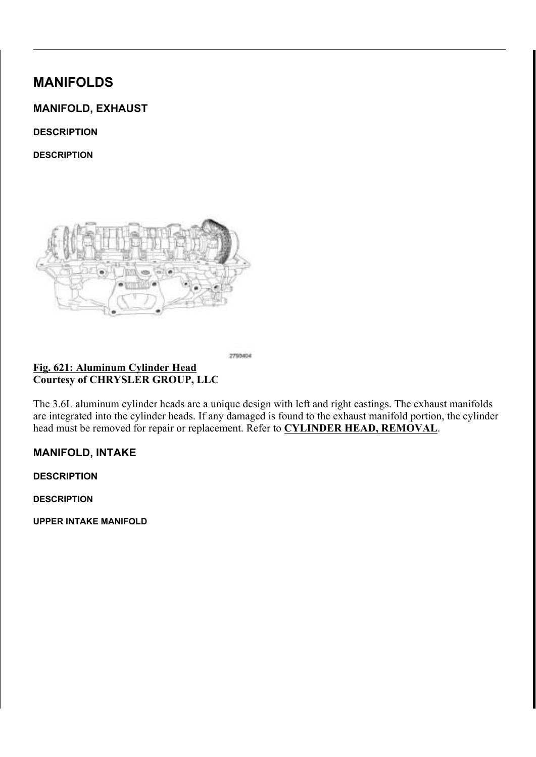# MANIFOLDS

## MANIFOLD, EXHAUST

### DESCRIPTION

#### DESCRIPTION

**Fig. 621: Aluminum Cylinder Head**
**Courtesy of CHRYSLER GROUP, LLC**

The 3.6L aluminum cylinder heads are a unique design with left and right castings. The exhaust manifolds are integrated into the cylinder heads. If any damaged is found to the exhaust manifold portion, the cylinder head must be removed for repair or replacement. Refer to **CYLINDER HEAD, REMOVAL**.

## MANIFOLD, INTAKE

### DESCRIPTION

#### DESCRIPTION

##### UPPER INTAKE MANIFOLD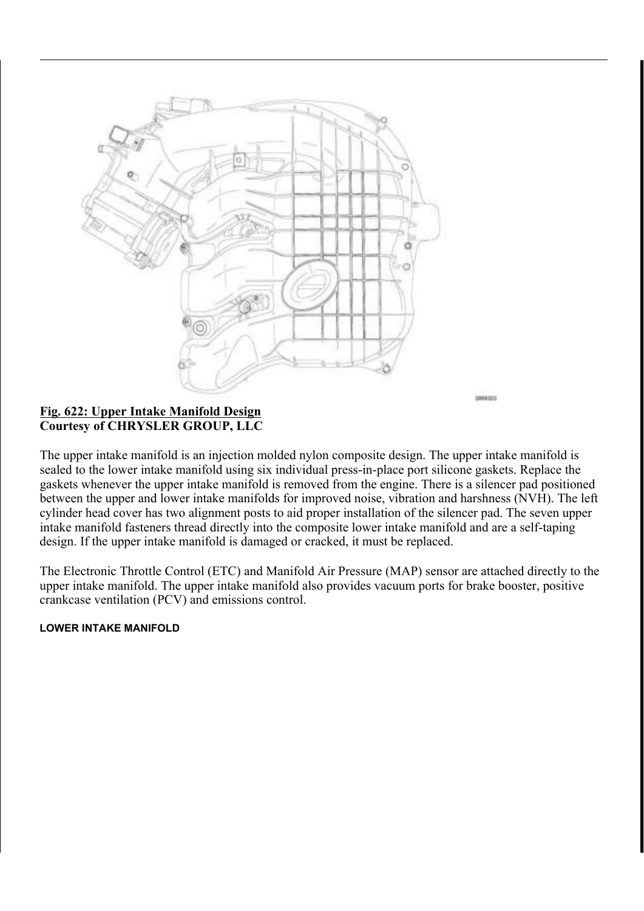**Fig. 622: Upper Intake Manifold Design**
**Courtesy of CHRYSLER GROUP, LLC**

The upper intake manifold is an injection molded nylon composite design. The upper intake manifold is sealed to the lower intake manifold using six individual press-in-place port silicone gaskets. Replace the gaskets whenever the upper intake manifold is removed from the engine. There is a silencer pad positioned between the upper and lower intake manifolds for improved noise, vibration and harshness (NVH). The left cylinder head cover has two alignment posts to aid proper installation of the silencer pad. The seven upper intake manifold fasteners thread directly into the composite lower intake manifold and are a self-taping design. If the upper intake manifold is damaged or cracked, it must be replaced.

The Electronic Throttle Control (ETC) and Manifold Air Pressure (MAP) sensor are attached directly to the upper intake manifold. The upper intake manifold also provides vacuum ports for brake booster, positive crankcase ventilation (PCV) and emissions control.

#### LOWER INTAKE MANIFOLD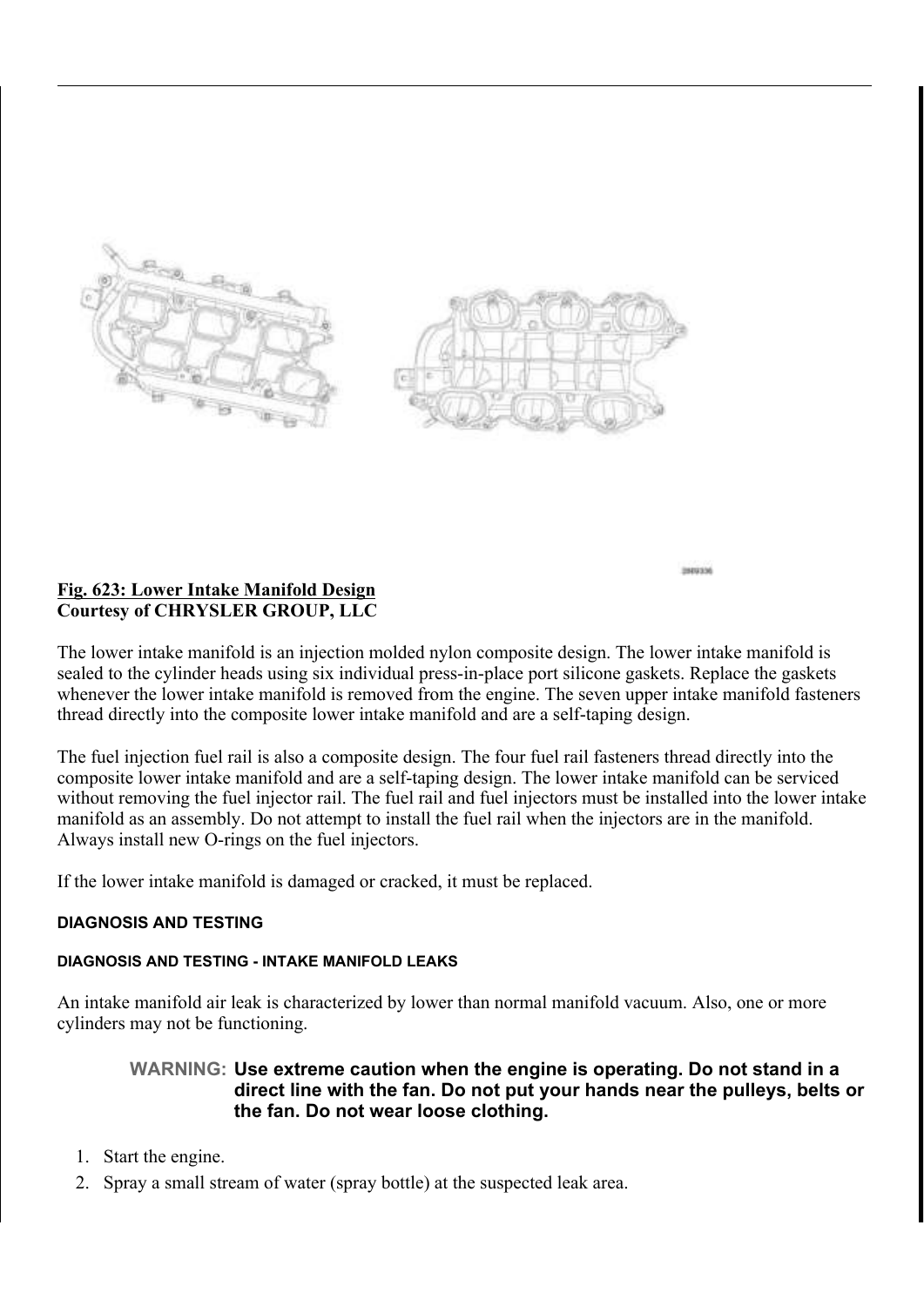**Fig. 623: Lower Intake Manifold Design**
**Courtesy of CHRYSLER GROUP, LLC**

The lower intake manifold is an injection molded nylon composite design. The lower intake manifold is sealed to the cylinder heads using six individual press-in-place port silicone gaskets. Replace the gaskets whenever the lower intake manifold is removed from the engine. The seven upper intake manifold fasteners thread directly into the composite lower intake manifold and are a self-taping design.

The fuel injection fuel rail is also a composite design. The four fuel rail fasteners thread directly into the composite lower intake manifold and are a self-taping design. The lower intake manifold can be serviced without removing the fuel injector rail. The fuel rail and fuel injectors must be installed into the lower intake manifold as an assembly. Do not attempt to install the fuel rail when the injectors are in the manifold. Always install new O-rings on the fuel injectors.

If the lower intake manifold is damaged or cracked, it must be replaced.

#### DIAGNOSIS AND TESTING

##### DIAGNOSIS AND TESTING - INTAKE MANIFOLD LEAKS

An intake manifold air leak is characterized by lower than normal manifold vacuum. Also, one or more cylinders may not be functioning.

> WARNING: **Use extreme caution when the engine is operating. Do not stand in a direct line with the fan. Do not put your hands near the pulleys, belts or the fan. Do not wear loose clothing.**

1. Start the engine.
2. Spray a small stream of water (spray bottle) at the suspected leak area.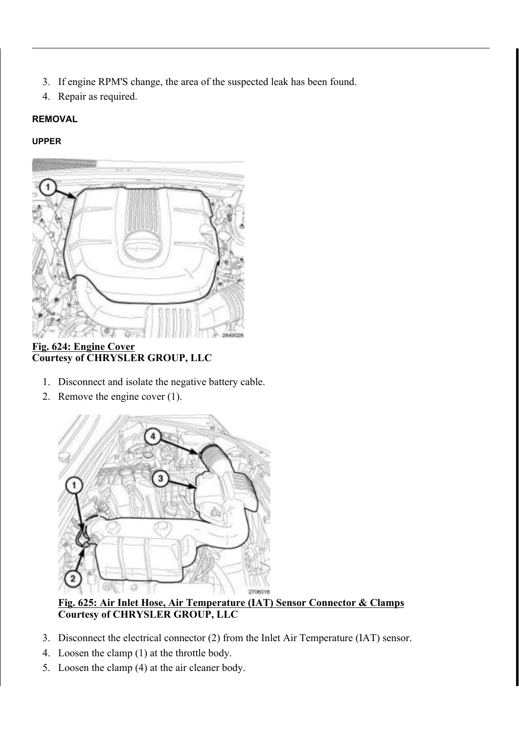3. If engine RPM'S change, the area of the suspected leak has been found.
4. Repair as required.

## REMOVAL

### UPPER

**Fig. 624: Engine Cover**
**Courtesy of CHRYSLER GROUP, LLC**

1. Disconnect and isolate the negative battery cable.
2. Remove the engine cover (1).

**Fig. 625: Air Inlet Hose, Air Temperature (IAT) Sensor Connector & Clamps**
**Courtesy of CHRYSLER GROUP, LLC**

3. Disconnect the electrical connector (2) from the Inlet Air Temperature (IAT) sensor.
4. Loosen the clamp (1) at the throttle body.
5. Loosen the clamp (4) at the air cleaner body.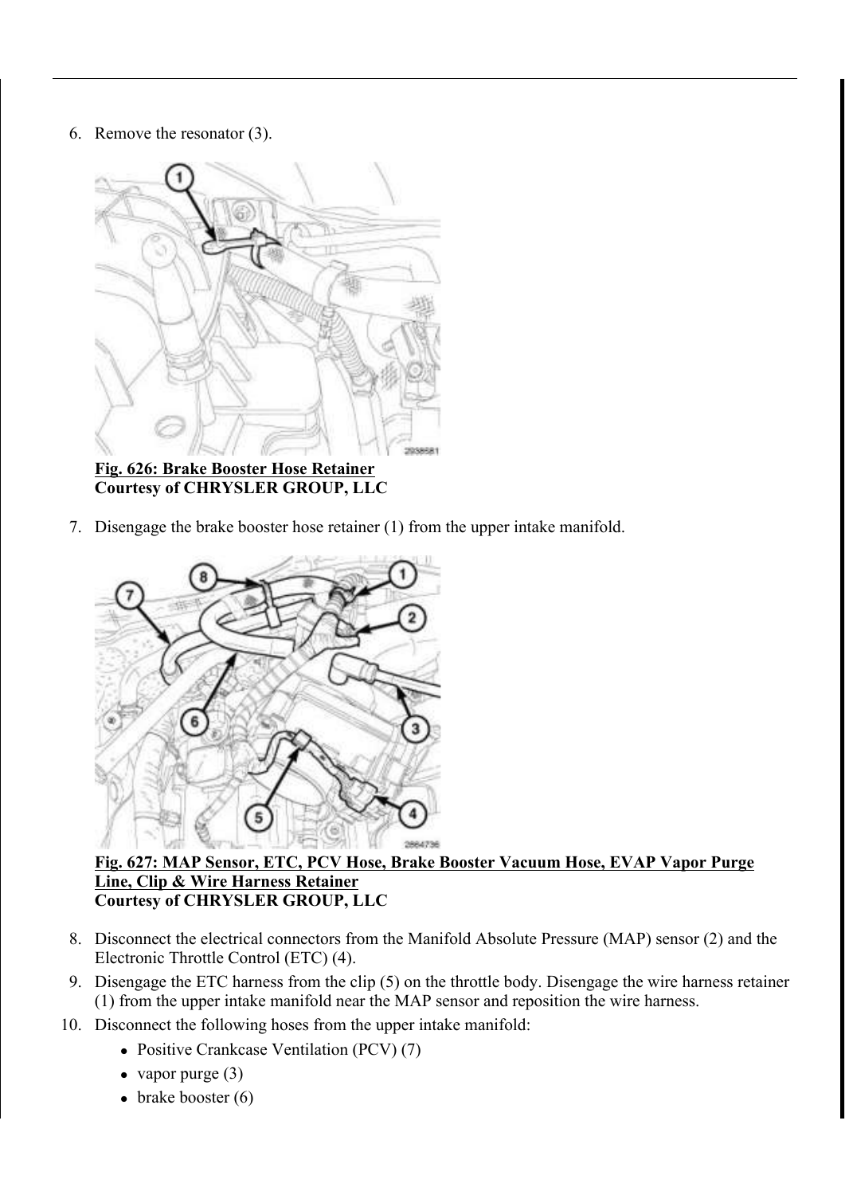6. Remove the resonator (3).

**Fig. 626: Brake Booster Hose Retainer**
**Courtesy of CHRYSLER GROUP, LLC**

7. Disengage the brake booster hose retainer (1) from the upper intake manifold.

**Fig. 627: MAP Sensor, ETC, PCV Hose, Brake Booster Vacuum Hose, EVAP Vapor Purge Line, Clip & Wire Harness Retainer**
**Courtesy of CHRYSLER GROUP, LLC**

8. Disconnect the electrical connectors from the Manifold Absolute Pressure (MAP) sensor (2) and the Electronic Throttle Control (ETC) (4).
9. Disengage the ETC harness from the clip (5) on the throttle body. Disengage the wire harness retainer (1) from the upper intake manifold near the MAP sensor and reposition the wire harness.
10. Disconnect the following hoses from the upper intake manifold:
    - Positive Crankcase Ventilation (PCV) (7)
    - vapor purge (3)
    - brake booster (6)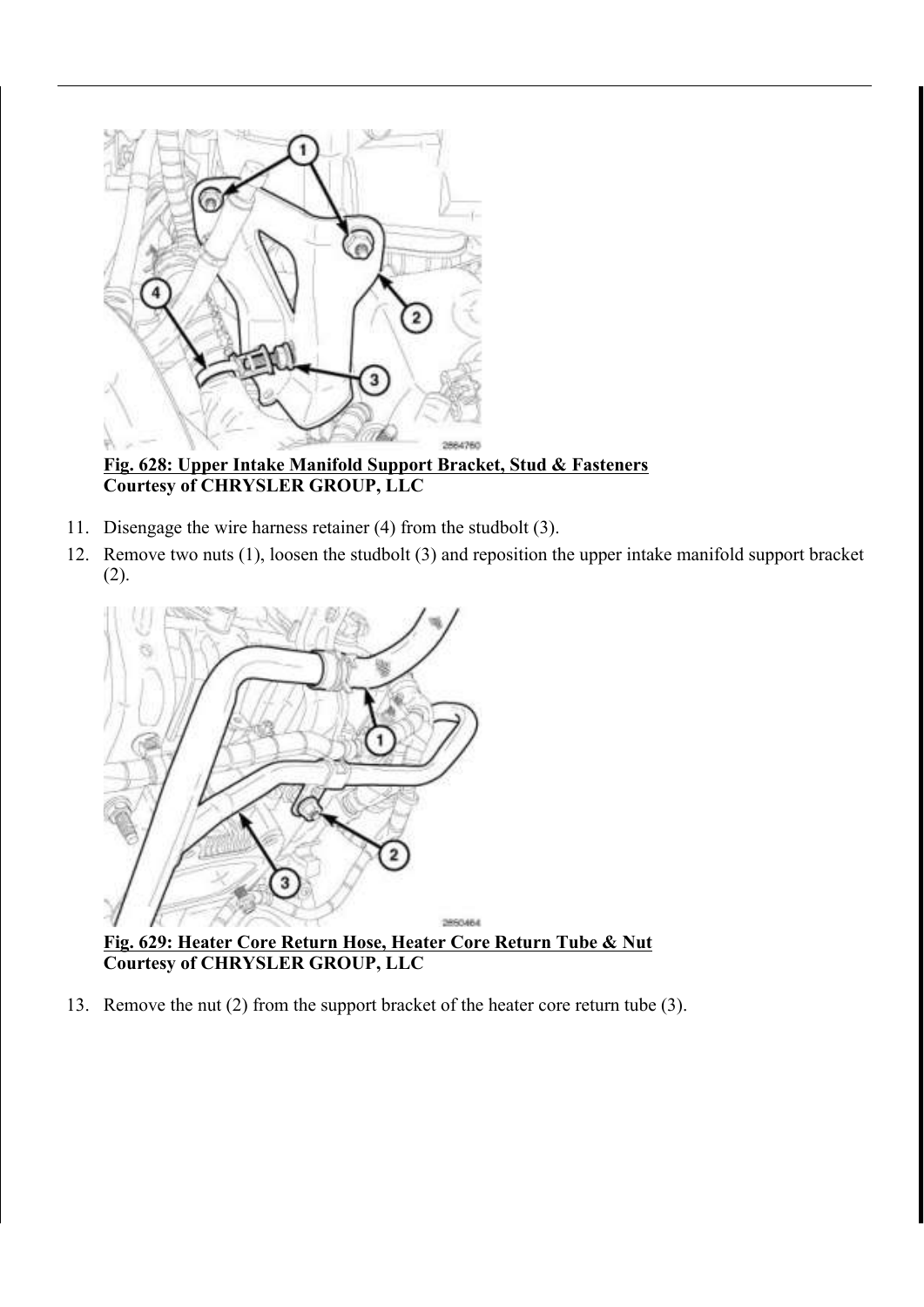**Fig. 628: Upper Intake Manifold Support Bracket, Stud & Fasteners**
**Courtesy of CHRYSLER GROUP, LLC**

11. Disengage the wire harness retainer (4) from the studbolt (3).
12. Remove two nuts (1), loosen the studbolt (3) and reposition the upper intake manifold support bracket (2).

**Fig. 629: Heater Core Return Hose, Heater Core Return Tube & Nut**
**Courtesy of CHRYSLER GROUP, LLC**

13. Remove the nut (2) from the support bracket of the heater core return tube (3).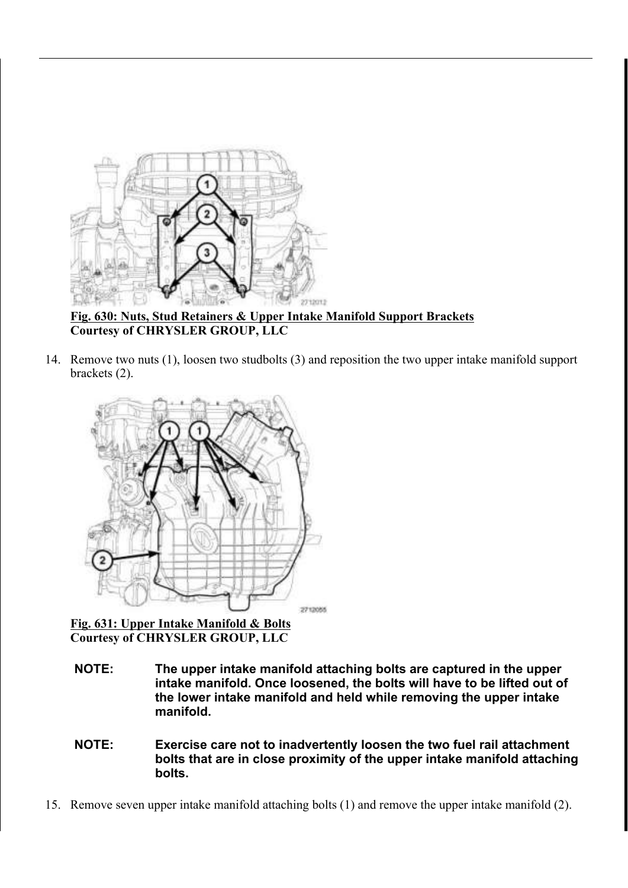**Fig. 630: Nuts, Stud Retainers & Upper Intake Manifold Support Brackets**
**Courtesy of CHRYSLER GROUP, LLC**

14. Remove two nuts (1), loosen two studbolts (3) and reposition the two upper intake manifold support brackets (2).

**Fig. 631: Upper Intake Manifold & Bolts**
**Courtesy of CHRYSLER GROUP, LLC**

**NOTE: The upper intake manifold attaching bolts are captured in the upper intake manifold. Once loosened, the bolts will have to be lifted out of the lower intake manifold and held while removing the upper intake manifold.**

**NOTE: Exercise care not to inadvertently loosen the two fuel rail attachment bolts that are in close proximity of the upper intake manifold attaching bolts.**

15. Remove seven upper intake manifold attaching bolts (1) and remove the upper intake manifold (2).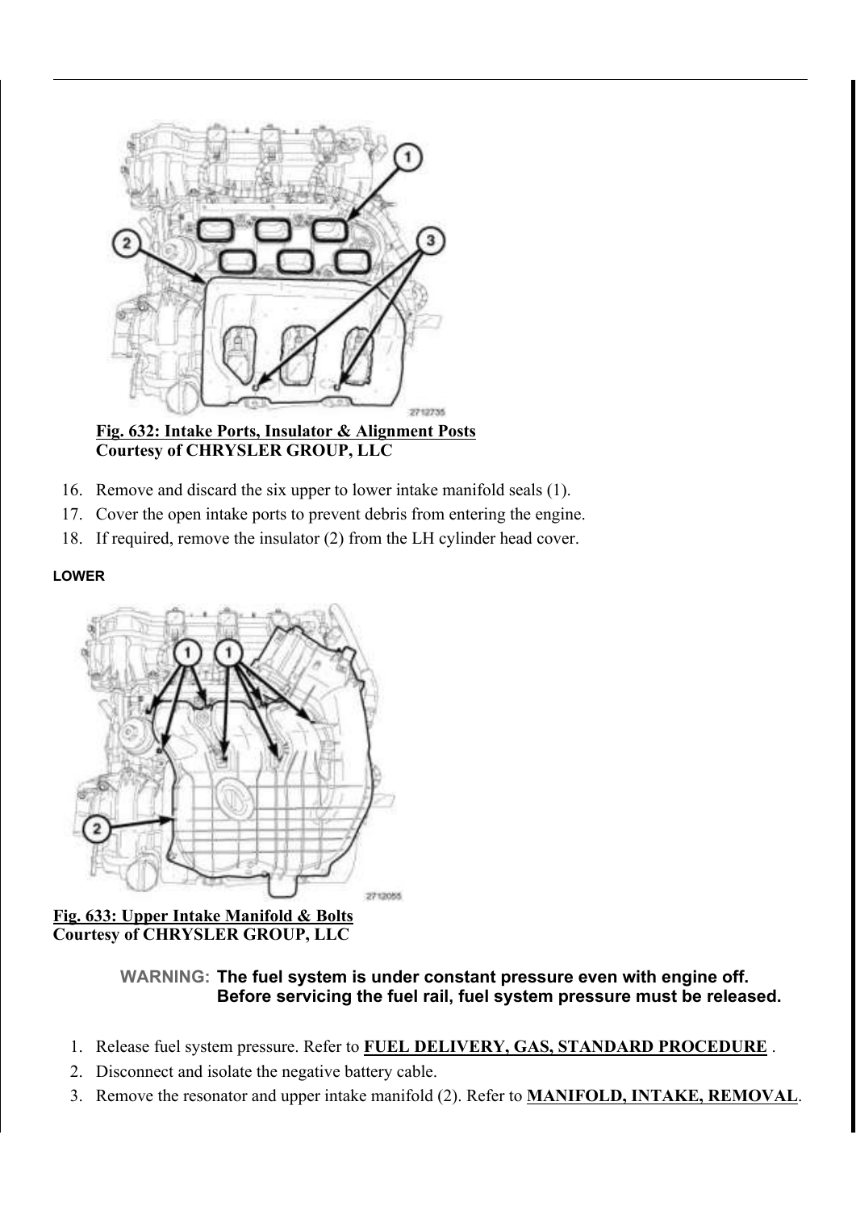**Fig. 632: Intake Ports, Insulator & Alignment Posts**
**Courtesy of CHRYSLER GROUP, LLC**

16. Remove and discard the six upper to lower intake manifold seals (1).
17. Cover the open intake ports to prevent debris from entering the engine.
18. If required, remove the insulator (2) from the LH cylinder head cover.

#### LOWER

**Fig. 633: Upper Intake Manifold & Bolts**
**Courtesy of CHRYSLER GROUP, LLC**

> WARNING: **The fuel system is under constant pressure even with engine off. Before servicing the fuel rail, fuel system pressure must be released.**

1. Release fuel system pressure. Refer to **FUEL DELIVERY, GAS, STANDARD PROCEDURE** .
2. Disconnect and isolate the negative battery cable.
3. Remove the resonator and upper intake manifold (2). Refer to **MANIFOLD, INTAKE, REMOVAL**.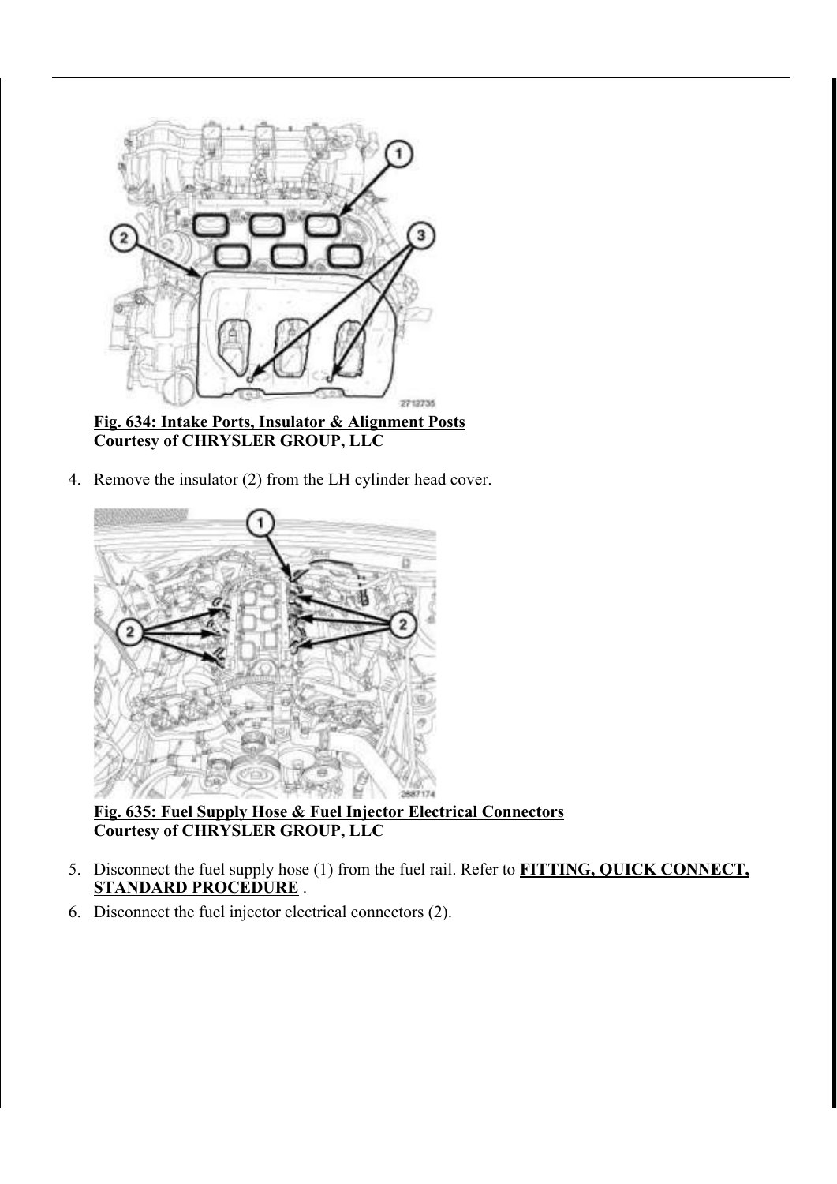**Fig. 634: Intake Ports, Insulator & Alignment Posts**
**Courtesy of CHRYSLER GROUP, LLC**

4. Remove the insulator (2) from the LH cylinder head cover.

**Fig. 635: Fuel Supply Hose & Fuel Injector Electrical Connectors**
**Courtesy of CHRYSLER GROUP, LLC**

5. Disconnect the fuel supply hose (1) from the fuel rail. Refer to **FITTING, QUICK CONNECT, STANDARD PROCEDURE** .
6. Disconnect the fuel injector electrical connectors (2).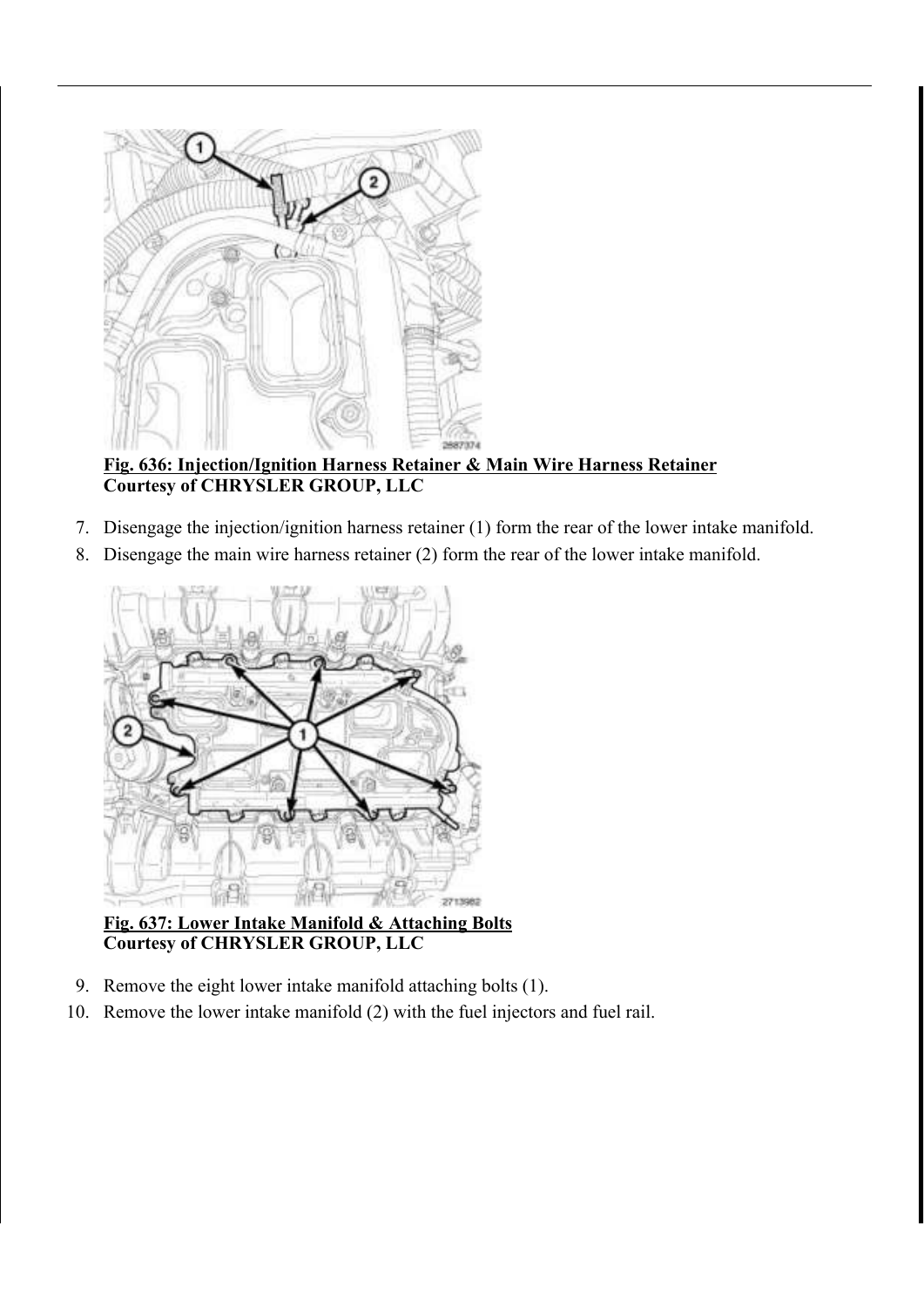**Fig. 636: Injection/Ignition Harness Retainer & Main Wire Harness Retainer**
**Courtesy of CHRYSLER GROUP, LLC**

7. Disengage the injection/ignition harness retainer (1) form the rear of the lower intake manifold.
8. Disengage the main wire harness retainer (2) form the rear of the lower intake manifold.

**Fig. 637: Lower Intake Manifold & Attaching Bolts**
**Courtesy of CHRYSLER GROUP, LLC**

9. Remove the eight lower intake manifold attaching bolts (1).
10. Remove the lower intake manifold (2) with the fuel injectors and fuel rail.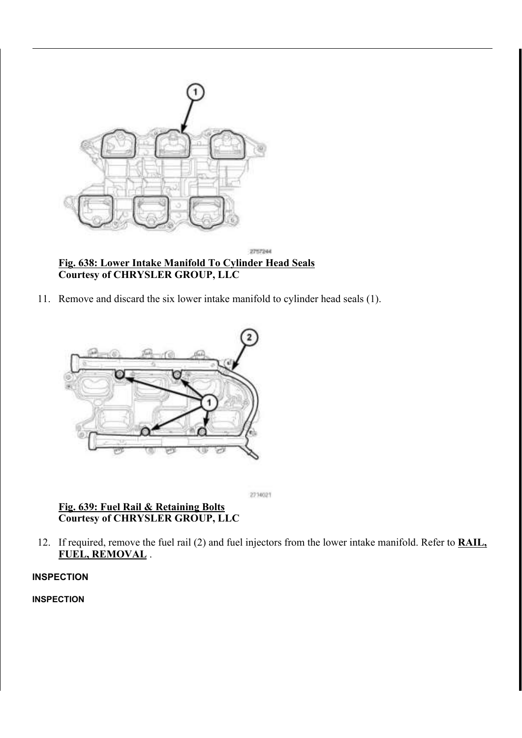2757244

**Fig. 638: Lower Intake Manifold To Cylinder Head Seals**
**Courtesy of CHRYSLER GROUP, LLC**

11. Remove and discard the six lower intake manifold to cylinder head seals (1).

2714021

**Fig. 639: Fuel Rail & Retaining Bolts**
**Courtesy of CHRYSLER GROUP, LLC**

12. If required, remove the fuel rail (2) and fuel injectors from the lower intake manifold. Refer to **RAIL, FUEL, REMOVAL** .

**INSPECTION**

**INSPECTION**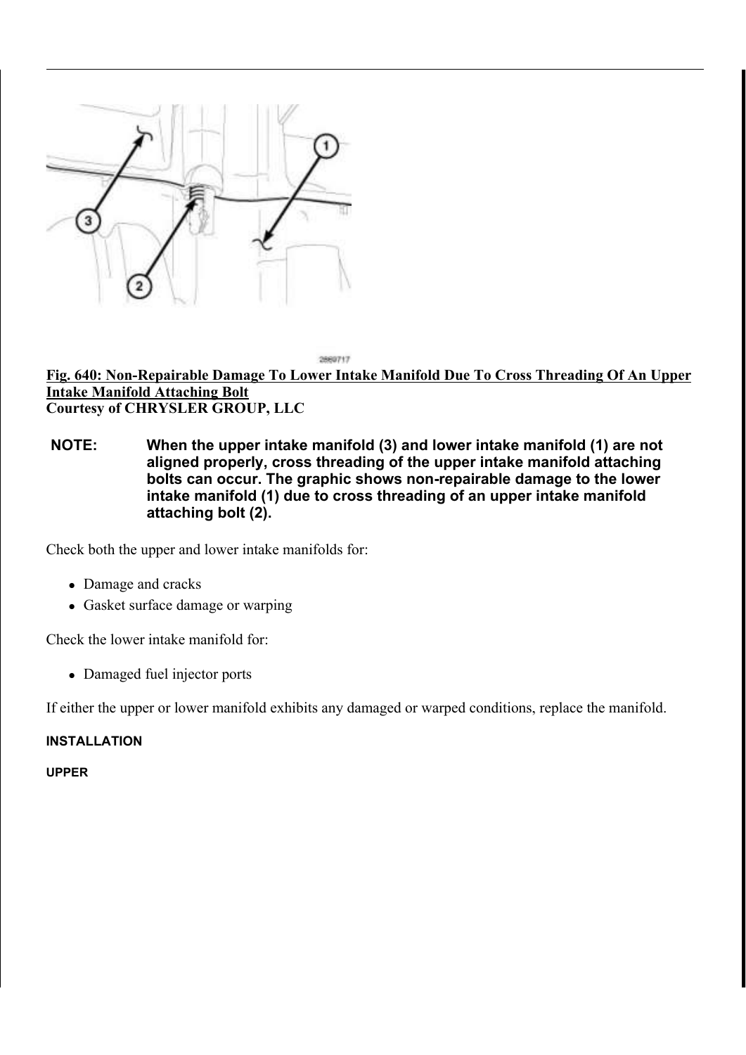**Fig. 640: Non-Repairable Damage To Lower Intake Manifold Due To Cross Threading Of An Upper Intake Manifold Attaching Bolt**
**Courtesy of CHRYSLER GROUP, LLC**

**NOTE:** **When the upper intake manifold (3) and lower intake manifold (1) are not aligned properly, cross threading of the upper intake manifold attaching bolts can occur. The graphic shows non-repairable damage to the lower intake manifold (1) due to cross threading of an upper intake manifold attaching bolt (2).**

Check both the upper and lower intake manifolds for:

- Damage and cracks
- Gasket surface damage or warping

Check the lower intake manifold for:

- Damaged fuel injector ports

If either the upper or lower manifold exhibits any damaged or warped conditions, replace the manifold.

### INSTALLATION

#### UPPER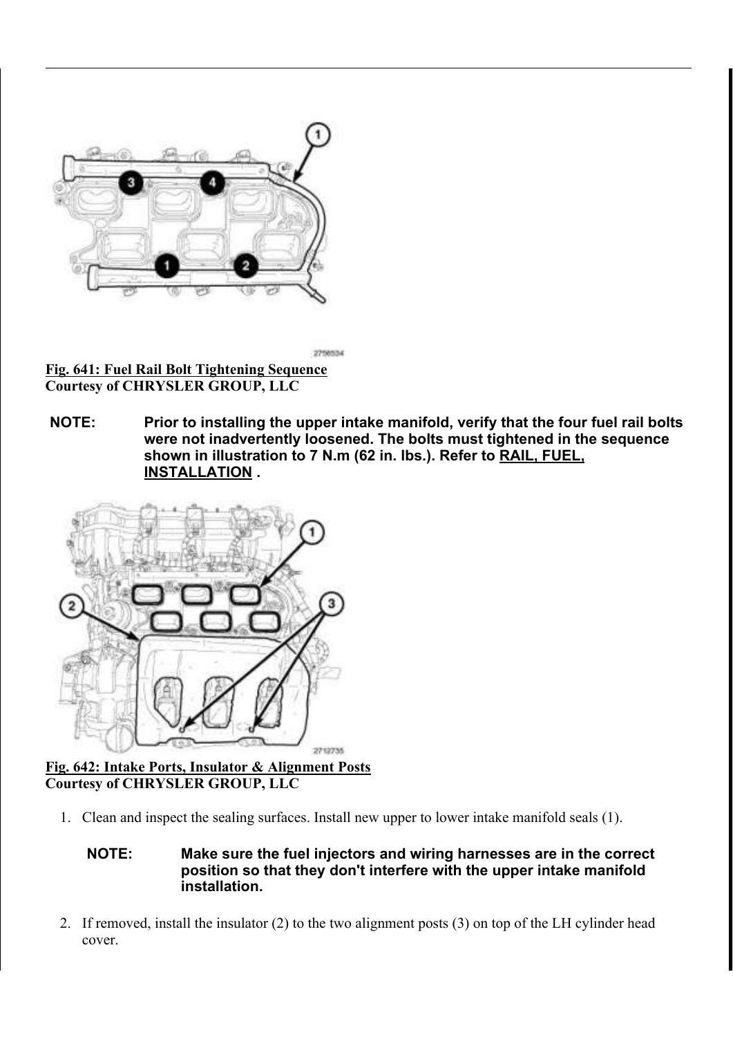**Fig. 641: Fuel Rail Bolt Tightening Sequence**
**Courtesy of CHRYSLER GROUP, LLC**

**NOTE: Prior to installing the upper intake manifold, verify that the four fuel rail bolts were not inadvertently loosened. The bolts must tightened in the sequence shown in illustration to 7 N.m (62 in. lbs.). Refer to RAIL, FUEL, INSTALLATION .**

**Fig. 642: Intake Ports, Insulator & Alignment Posts**
**Courtesy of CHRYSLER GROUP, LLC**

1. Clean and inspect the sealing surfaces. Install new upper to lower intake manifold seals (1).

   **NOTE: Make sure the fuel injectors and wiring harnesses are in the correct position so that they don't interfere with the upper intake manifold installation.**

2. If removed, install the insulator (2) to the two alignment posts (3) on top of the LH cylinder head cover.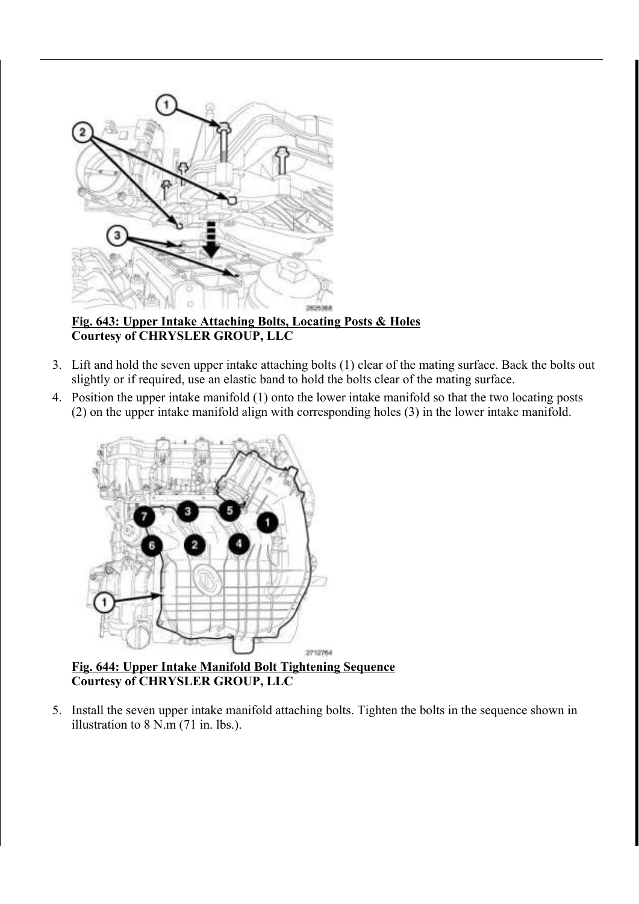**Fig. 643: Upper Intake Attaching Bolts, Locating Posts & Holes**
**Courtesy of CHRYSLER GROUP, LLC**

3. Lift and hold the seven upper intake attaching bolts (1) clear of the mating surface. Back the bolts out slightly or if required, use an elastic band to hold the bolts clear of the mating surface.
4. Position the upper intake manifold (1) onto the lower intake manifold so that the two locating posts (2) on the upper intake manifold align with corresponding holes (3) in the lower intake manifold.

**Fig. 644: Upper Intake Manifold Bolt Tightening Sequence**
**Courtesy of CHRYSLER GROUP, LLC**

5. Install the seven upper intake manifold attaching bolts. Tighten the bolts in the sequence shown in illustration to 8 N.m (71 in. lbs.).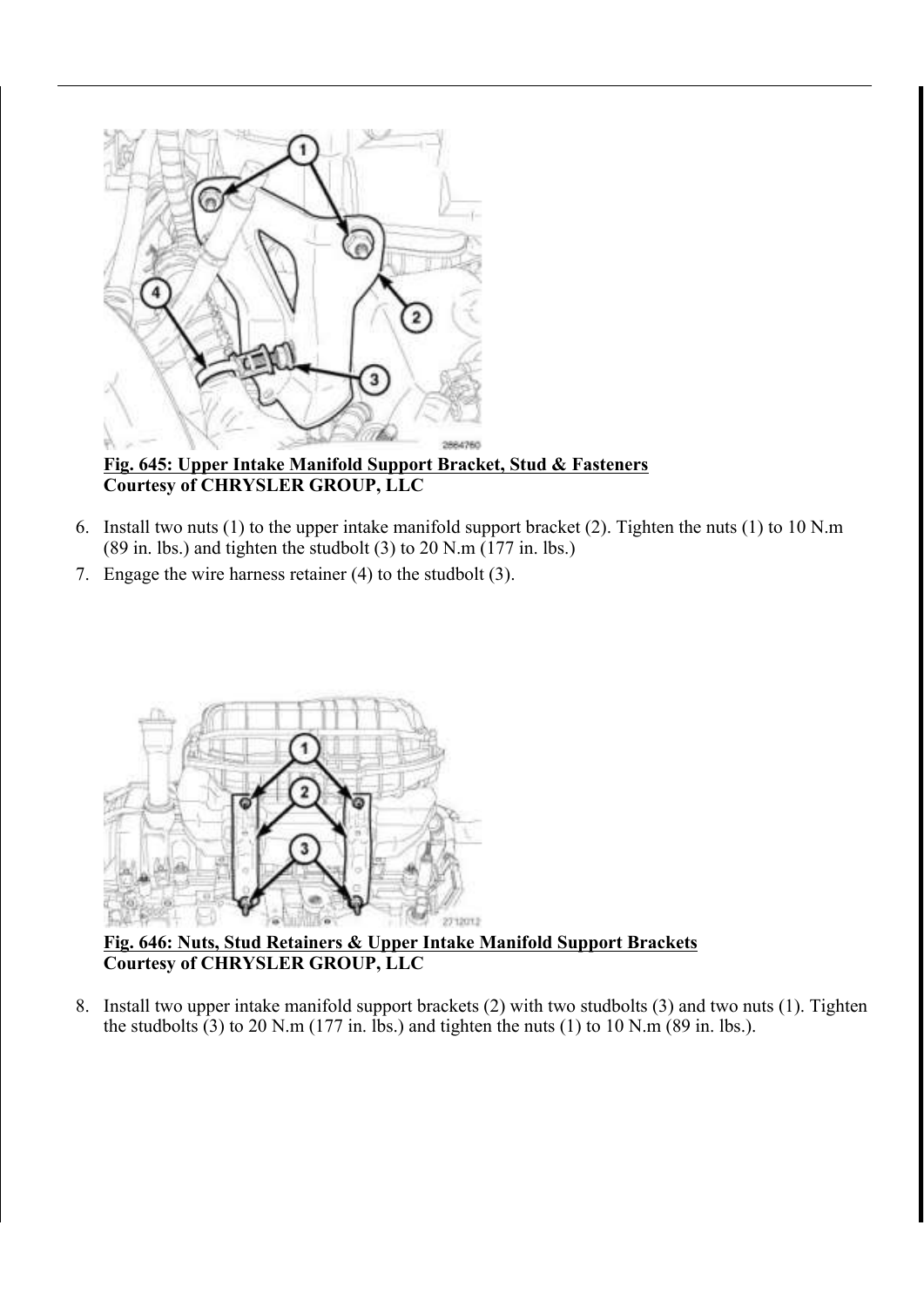**Fig. 645: Upper Intake Manifold Support Bracket, Stud & Fasteners**
**Courtesy of CHRYSLER GROUP, LLC**

6. Install two nuts (1) to the upper intake manifold support bracket (2). Tighten the nuts (1) to 10 N.m (89 in. lbs.) and tighten the studbolt (3) to 20 N.m (177 in. lbs.)
7. Engage the wire harness retainer (4) to the studbolt (3).

**Fig. 646: Nuts, Stud Retainers & Upper Intake Manifold Support Brackets**
**Courtesy of CHRYSLER GROUP, LLC**

8. Install two upper intake manifold support brackets (2) with two studbolts (3) and two nuts (1). Tighten the studbolts (3) to 20 N.m (177 in. lbs.) and tighten the nuts (1) to 10 N.m (89 in. lbs.).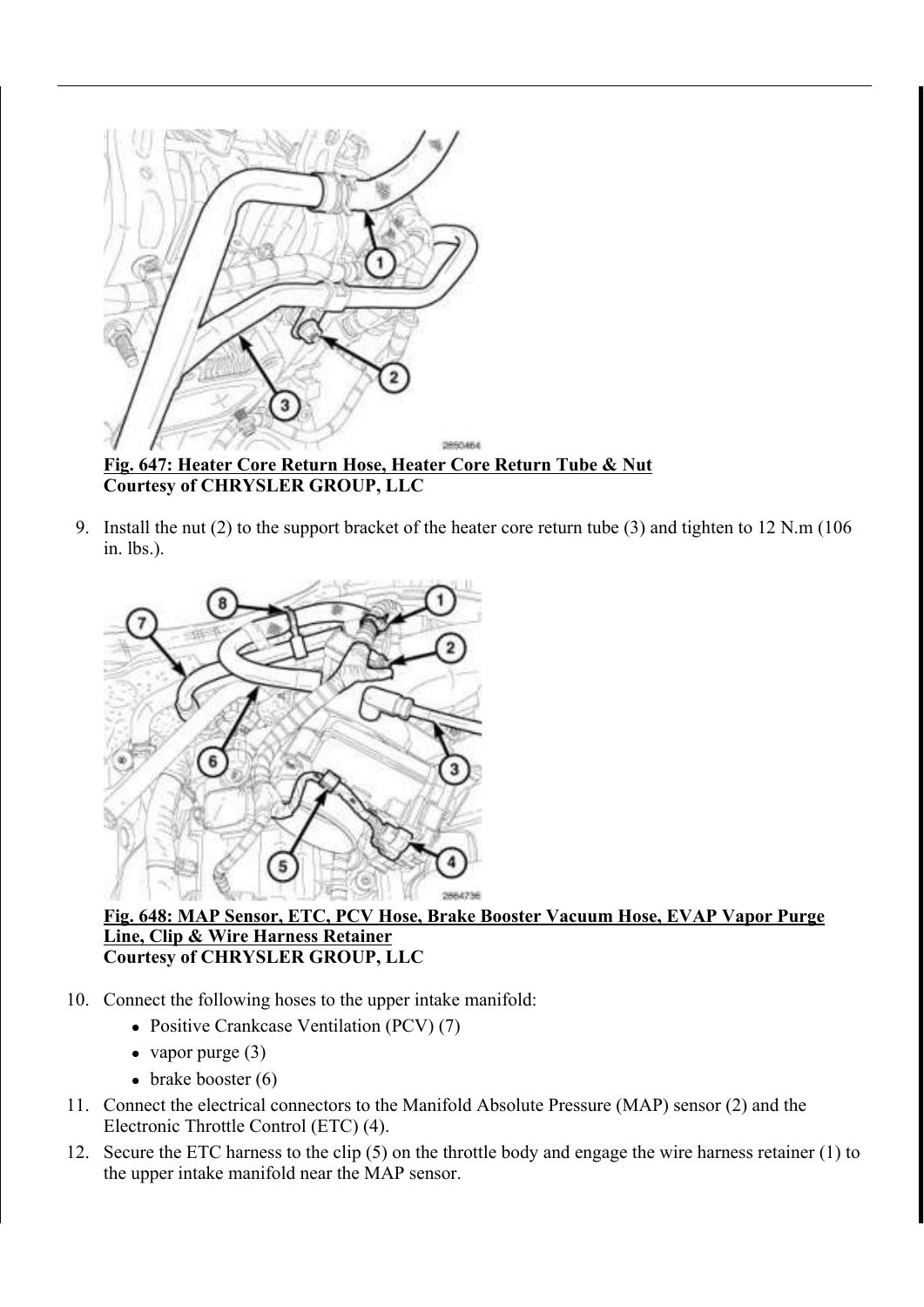**Fig. 647: Heater Core Return Hose, Heater Core Return Tube & Nut**
**Courtesy of CHRYSLER GROUP, LLC**

9. Install the nut (2) to the support bracket of the heater core return tube (3) and tighten to 12 N.m (106 in. lbs.).

**Fig. 648: MAP Sensor, ETC, PCV Hose, Brake Booster Vacuum Hose, EVAP Vapor Purge Line, Clip & Wire Harness Retainer**
**Courtesy of CHRYSLER GROUP, LLC**

10. Connect the following hoses to the upper intake manifold:
    - Positive Crankcase Ventilation (PCV) (7)
    - vapor purge (3)
    - brake booster (6)
11. Connect the electrical connectors to the Manifold Absolute Pressure (MAP) sensor (2) and the Electronic Throttle Control (ETC) (4).
12. Secure the ETC harness to the clip (5) on the throttle body and engage the wire harness retainer (1) to the upper intake manifold near the MAP sensor.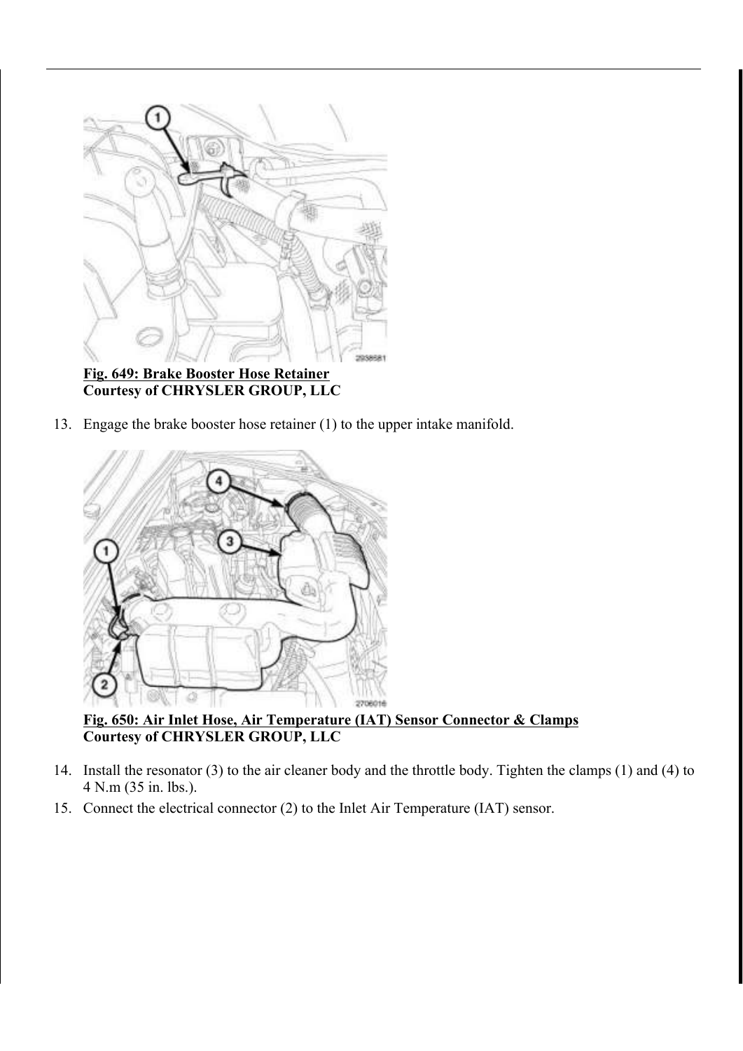**Fig. 649: Brake Booster Hose Retainer**
**Courtesy of CHRYSLER GROUP, LLC**

13. Engage the brake booster hose retainer (1) to the upper intake manifold.

**Fig. 650: Air Inlet Hose, Air Temperature (IAT) Sensor Connector & Clamps**
**Courtesy of CHRYSLER GROUP, LLC**

14. Install the resonator (3) to the air cleaner body and the throttle body. Tighten the clamps (1) and (4) to 4 N.m (35 in. lbs.).
15. Connect the electrical connector (2) to the Inlet Air Temperature (IAT) sensor.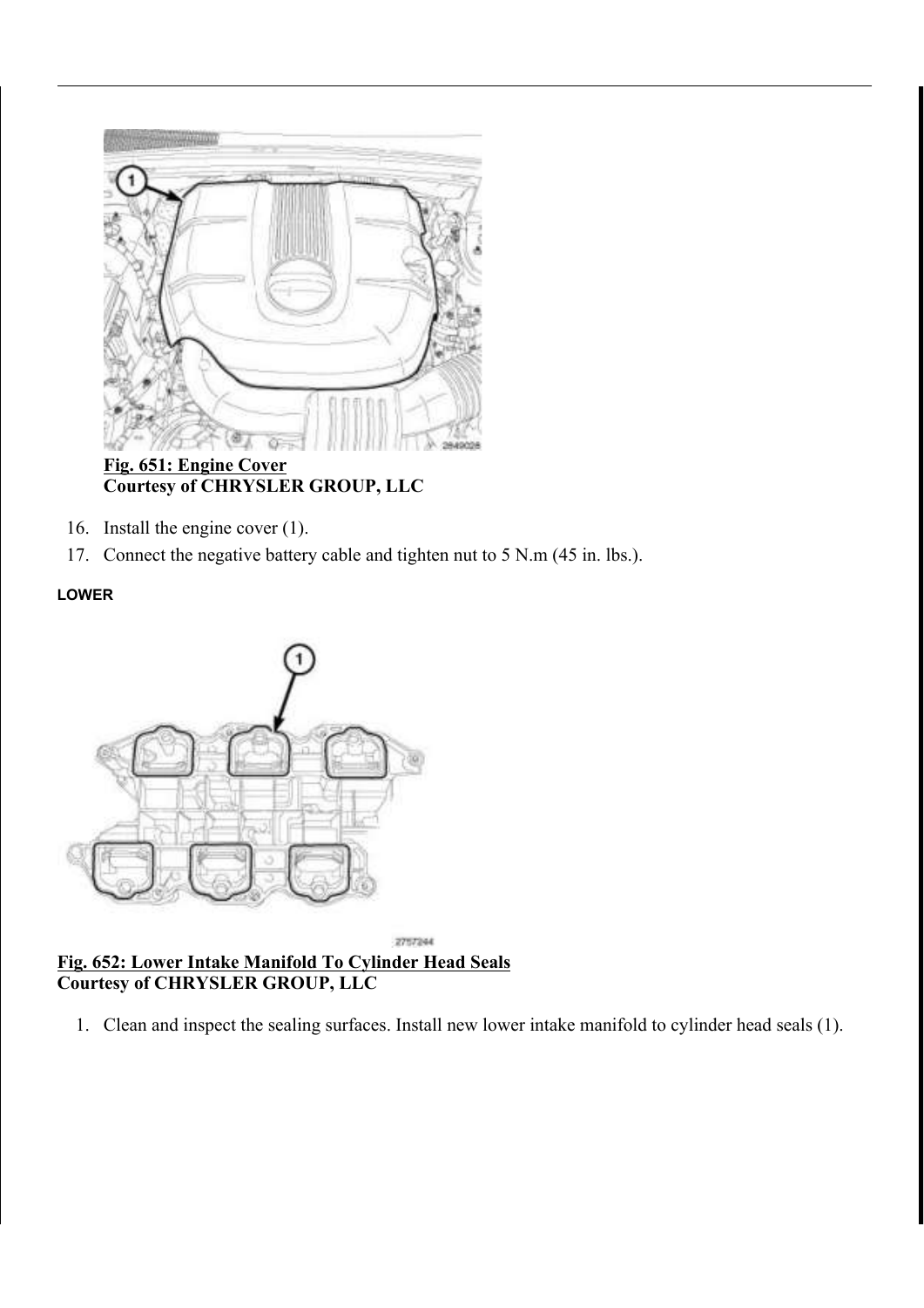**Fig. 651: Engine Cover**
**Courtesy of CHRYSLER GROUP, LLC**

16. Install the engine cover (1).
17. Connect the negative battery cable and tighten nut to 5 N.m (45 in. lbs.).

**LOWER**

**Fig. 652: Lower Intake Manifold To Cylinder Head Seals**
**Courtesy of CHRYSLER GROUP, LLC**

1. Clean and inspect the sealing surfaces. Install new lower intake manifold to cylinder head seals (1).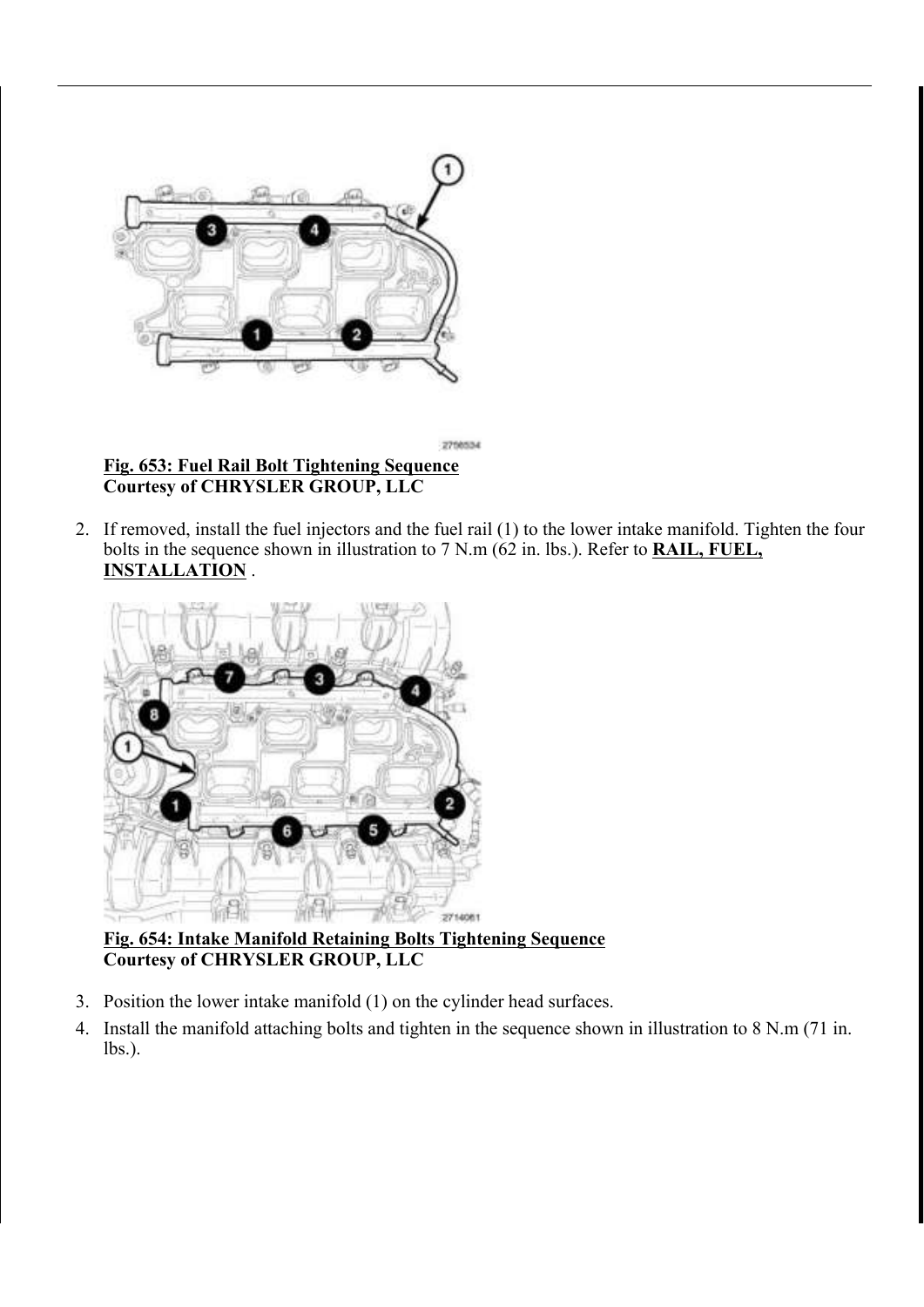**Fig. 653: Fuel Rail Bolt Tightening Sequence**
**Courtesy of CHRYSLER GROUP, LLC**

2. If removed, install the fuel injectors and the fuel rail (1) to the lower intake manifold. Tighten the four bolts in the sequence shown in illustration to 7 N.m (62 in. lbs.). Refer to **RAIL, FUEL, INSTALLATION** .

**Fig. 654: Intake Manifold Retaining Bolts Tightening Sequence**
**Courtesy of CHRYSLER GROUP, LLC**

3. Position the lower intake manifold (1) on the cylinder head surfaces.
4. Install the manifold attaching bolts and tighten in the sequence shown in illustration to 8 N.m (71 in. lbs.).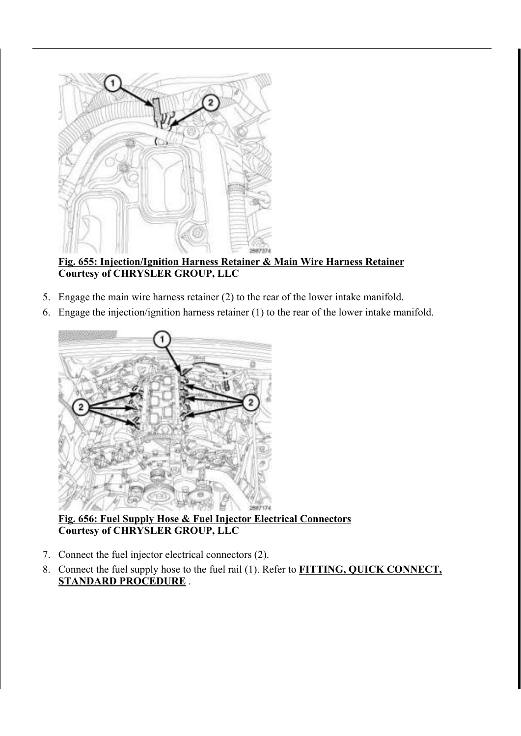**Fig. 655: Injection/Ignition Harness Retainer & Main Wire Harness Retainer**
**Courtesy of CHRYSLER GROUP, LLC**

5. Engage the main wire harness retainer (2) to the rear of the lower intake manifold.
6. Engage the injection/ignition harness retainer (1) to the rear of the lower intake manifold.

**Fig. 656: Fuel Supply Hose & Fuel Injector Electrical Connectors**
**Courtesy of CHRYSLER GROUP, LLC**

7. Connect the fuel injector electrical connectors (2).
8. Connect the fuel supply hose to the fuel rail (1). Refer to **FITTING, QUICK CONNECT, STANDARD PROCEDURE** .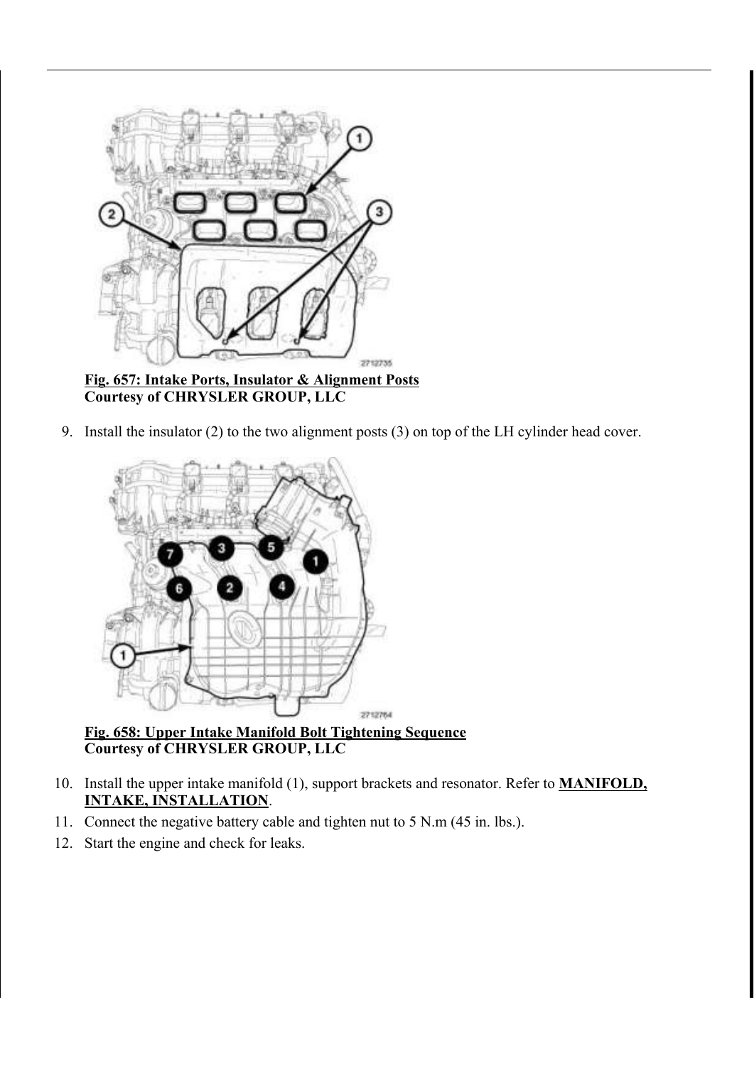**Fig. 657: Intake Ports, Insulator & Alignment Posts**
**Courtesy of CHRYSLER GROUP, LLC**

9. Install the insulator (2) to the two alignment posts (3) on top of the LH cylinder head cover.

**Fig. 658: Upper Intake Manifold Bolt Tightening Sequence**
**Courtesy of CHRYSLER GROUP, LLC**

10. Install the upper intake manifold (1), support brackets and resonator. Refer to **MANIFOLD, INTAKE, INSTALLATION**.
11. Connect the negative battery cable and tighten nut to 5 N.m (45 in. lbs.).
12. Start the engine and check for leaks.